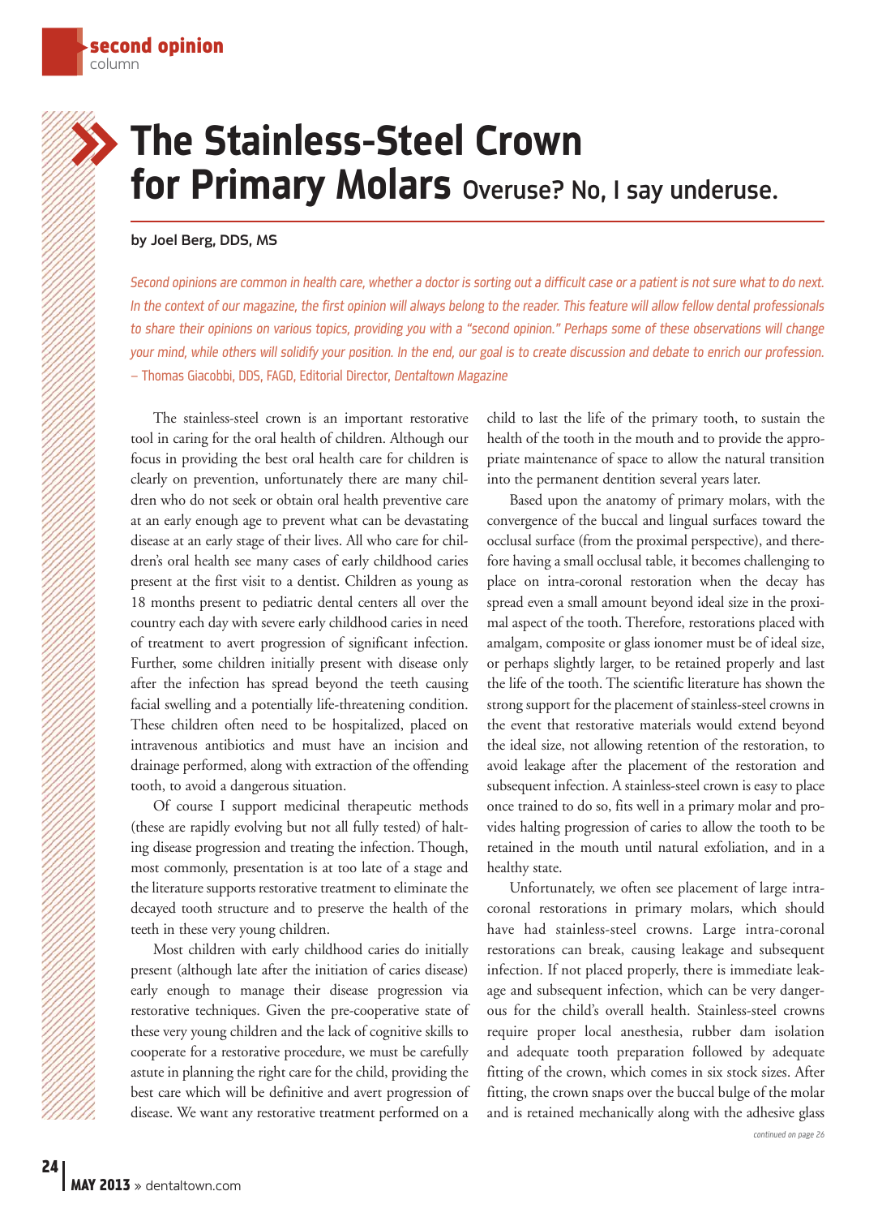second opinion column

# The Stainless-Steel Crown for Primary Molars

## Overuse? No, I say underuse.

**by Joel Berg, DDS, MS**

*Second opinions are common in health care, whether a doctor is sorting out a difficult case or a patient is not sure what to do next. In the context of our magazine, the first opinion will always belong to the reader. This feature will allow fellow dental professionals to share their opinions on various topics, providing you with a "second opinion." Perhaps some of these observations will change your mind, while others will solidify your position. In the end, our goal is to create discussion and debate to enrich our profession.* – Thomas Giacobbi, DDS, FAGD, Editorial Director, *Dentaltown Magazine*

The stainless-steel crown is an important restorative tool in caring for the oral health of children. Although our focus in providing the best oral health care for children is clearly on prevention, unfortunately there are many children who do not seek or obtain oral health preventive care at an early enough age to prevent what can be devastating disease at an early stage of their lives. All who care for children's oral health see many cases of early childhood caries present at the first visit to a dentist. Children as young as 18 months present to pediatric dental centers all over the country each day with severe early childhood caries in need of treatment to avert progression of significant infection. Further, some children initially present with disease only after the infection has spread beyond the teeth causing facial swelling and a potentially life-threatening condition. These children often need to be hospitalized, placed on intravenous antibiotics and must have an incision and drainage performed, along with extraction of the offending tooth, to avoid a dangerous situation.

Of course I support medicinal therapeutic methods (these are rapidly evolving but not all fully tested) of halting disease progression and treating the infection. Though, most commonly, presentation is at too late of a stage and the literature supports restorative treatment to eliminate the decayed tooth structure and to preserve the health of the teeth in these very young children.

Most children with early childhood caries do initially present (although late after the initiation of caries disease) early enough to manage their disease progression via restorative techniques. Given the pre-cooperative state of these very young children and the lack of cognitive skills to cooperate for a restorative procedure, we must be carefully astute in planning the right care for the child, providing the best care which will be definitive and avert progression of disease. We want any restorative treatment performed on a child to last the life of the primary tooth, to sustain the health of the tooth in the mouth and to provide the appropriate maintenance of space to allow the natural transition into the permanent dentition several years later.

Based upon the anatomy of primary molars, with the convergence of the buccal and lingual surfaces toward the occlusal surface (from the proximal perspective), and therefore having a small occlusal table, it becomes challenging to place on intra-coronal restoration when the decay has spread even a small amount beyond ideal size in the proximal aspect of the tooth. Therefore, restorations placed with amalgam, composite or glass ionomer must be of ideal size, or perhaps slightly larger, to be retained properly and last the life of the tooth. The scientific literature has shown the strong support for the placement of stainless-steel crowns in the event that restorative materials would extend beyond the ideal size, not allowing retention of the restoration, to avoid leakage after the placement of the restoration and subsequent infection. A stainless-steel crown is easy to place once trained to do so, fits well in a primary molar and provides halting progression of caries to allow the tooth to be retained in the mouth until natural exfoliation, and in a healthy state.

Unfortunately, we often see placement of large intra-coronal restorations in primary molars, which should have had stainless-steel crowns. Large intra-coronal restorations can break, causing leakage and subsequent infection. If not placed properly, there is immediate leakage and subsequent infection, which can be very dangerous for the child's overall health. Stainless-steel crowns require proper local anesthesia, rubber dam isolation and adequate tooth preparation followed by adequate fitting of the crown, which comes in six stock sizes. After fitting, the crown snaps over the buccal bulge of the molar and is retained mechanically along with the adhesive glass

*continued on page 26*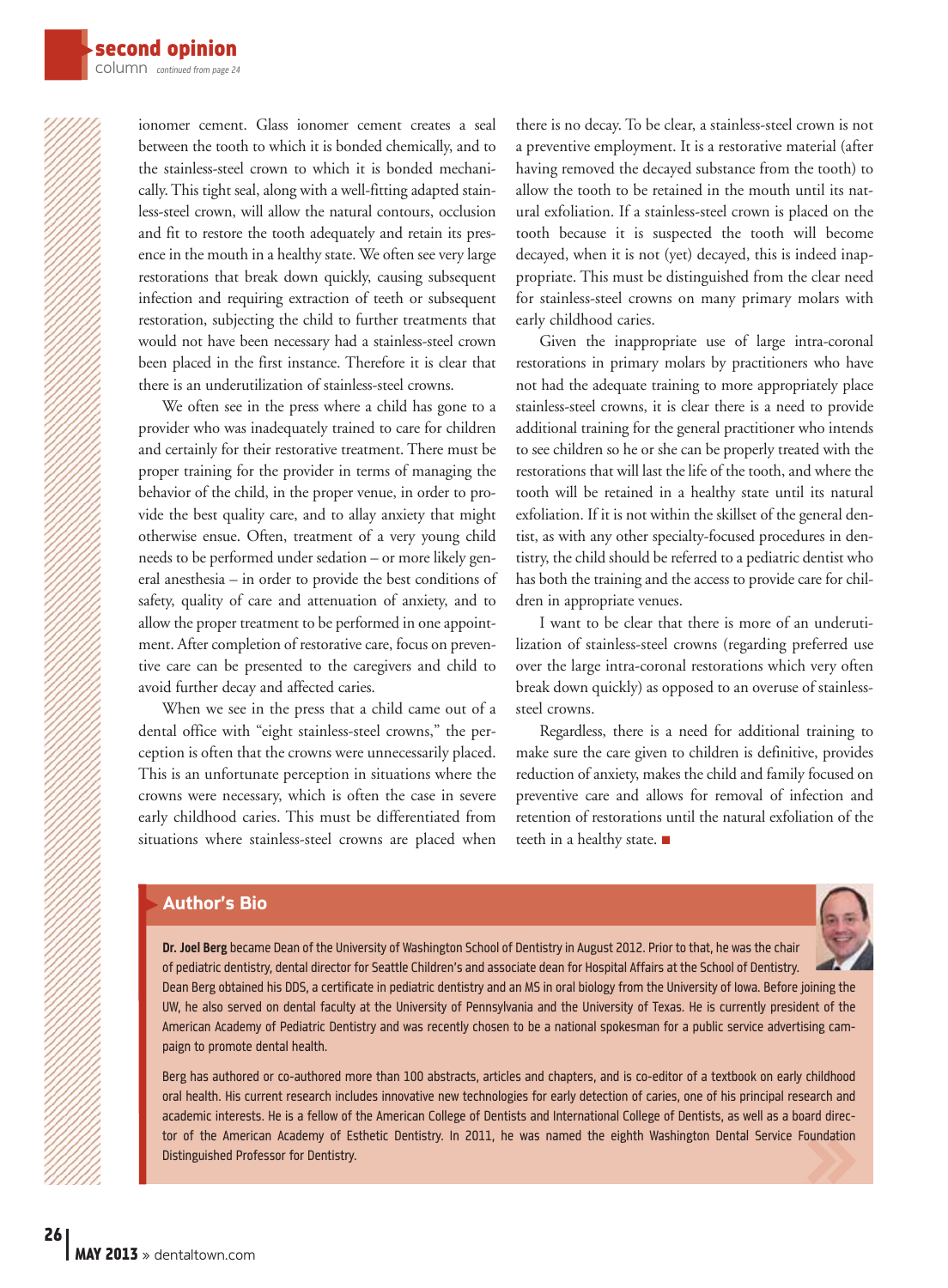ionomer cement. Glass ionomer cement creates a seal between the tooth to which it is bonded chemically, and to the stainless-steel crown to which it is bonded mechanically. This tight seal, along with a well-fitting adapted stainless-steel crown, will allow the natural contours, occlusion and fit to restore the tooth adequately and retain its presence in the mouth in a healthy state. We often see very large restorations that break down quickly, causing subsequent infection and requiring extraction of teeth or subsequent restoration, subjecting the child to further treatments that would not have been necessary had a stainless-steel crown been placed in the first instance. Therefore it is clear that there is an underutilization of stainless-steel crowns.

We often see in the press where a child has gone to a provider who was inadequately trained to care for children and certainly for their restorative treatment. There must be proper training for the provider in terms of managing the behavior of the child, in the proper venue, in order to provide the best quality care, and to allay anxiety that might otherwise ensue. Often, treatment of a very young child needs to be performed under sedation – or more likely general anesthesia – in order to provide the best conditions of safety, quality of care and attenuation of anxiety, and to allow the proper treatment to be performed in one appointment. After completion of restorative care, focus on preventive care can be presented to the caregivers and child to avoid further decay and affected caries.

When we see in the press that a child came out of a dental office with "eight stainless-steel crowns," the perception is often that the crowns were unnecessarily placed. This is an unfortunate perception in situations where the crowns were necessary, which is often the case in severe early childhood caries. This must be differentiated from situations where stainless-steel crowns are placed when there is no decay. To be clear, a stainless-steel crown is not a preventive employment. It is a restorative material (after having removed the decayed substance from the tooth) to allow the tooth to be retained in the mouth until its natural exfoliation. If a stainless-steel crown is placed on the tooth because it is suspected the tooth will become decayed, when it is not (yet) decayed, this is indeed inappropriate. This must be distinguished from the clear need for stainless-steel crowns on many primary molars with early childhood caries.

Given the inappropriate use of large intra-coronal restorations in primary molars by practitioners who have not had the adequate training to more appropriately place stainless-steel crowns, it is clear there is a need to provide additional training for the general practitioner who intends to see children so he or she can be properly treated with the restorations that will last the life of the tooth, and where the tooth will be retained in a healthy state until its natural exfoliation. If it is not within the skillset of the general dentist, as with any other specialty-focused procedures in dentistry, the child should be referred to a pediatric dentist who has both the training and the access to provide care for children in appropriate venues.

I want to be clear that there is more of an underutilization of stainless-steel crowns (regarding preferred use over the large intra-coronal restorations which very often break down quickly) as opposed to an overuse of stainless-steel crowns.

Regardless, there is a need for additional training to make sure the care given to children is definitive, provides reduction of anxiety, makes the child and family focused on preventive care and allows for removal of infection and retention of restorations until the natural exfoliation of the teeth in a healthy state. ■

## Author's Bio

**Dr. Joel Berg** became Dean of the University of Washington School of Dentistry in August 2012. Prior to that, he was the chair of pediatric dentistry, dental director for Seattle Children's and associate dean for Hospital Affairs at the School of Dentistry. Dean Berg obtained his DDS, a certificate in pediatric dentistry and an MS in oral biology from the University of Iowa. Before joining the UW, he also served on dental faculty at the University of Pennsylvania and the University of Texas. He is currently president of the American Academy of Pediatric Dentistry and was recently chosen to be a national spokesman for a public service advertising campaign to promote dental health.

Berg has authored or co-authored more than 100 abstracts, articles and chapters, and is co-editor of a textbook on early childhood oral health. His current research includes innovative new technologies for early detection of caries, one of his principal research and academic interests. He is a fellow of the American College of Dentists and International College of Dentists, as well as a board director of the American Academy of Esthetic Dentistry. In 2011, he was named the eighth Washington Dental Service Foundation Distinguished Professor for Dentistry.